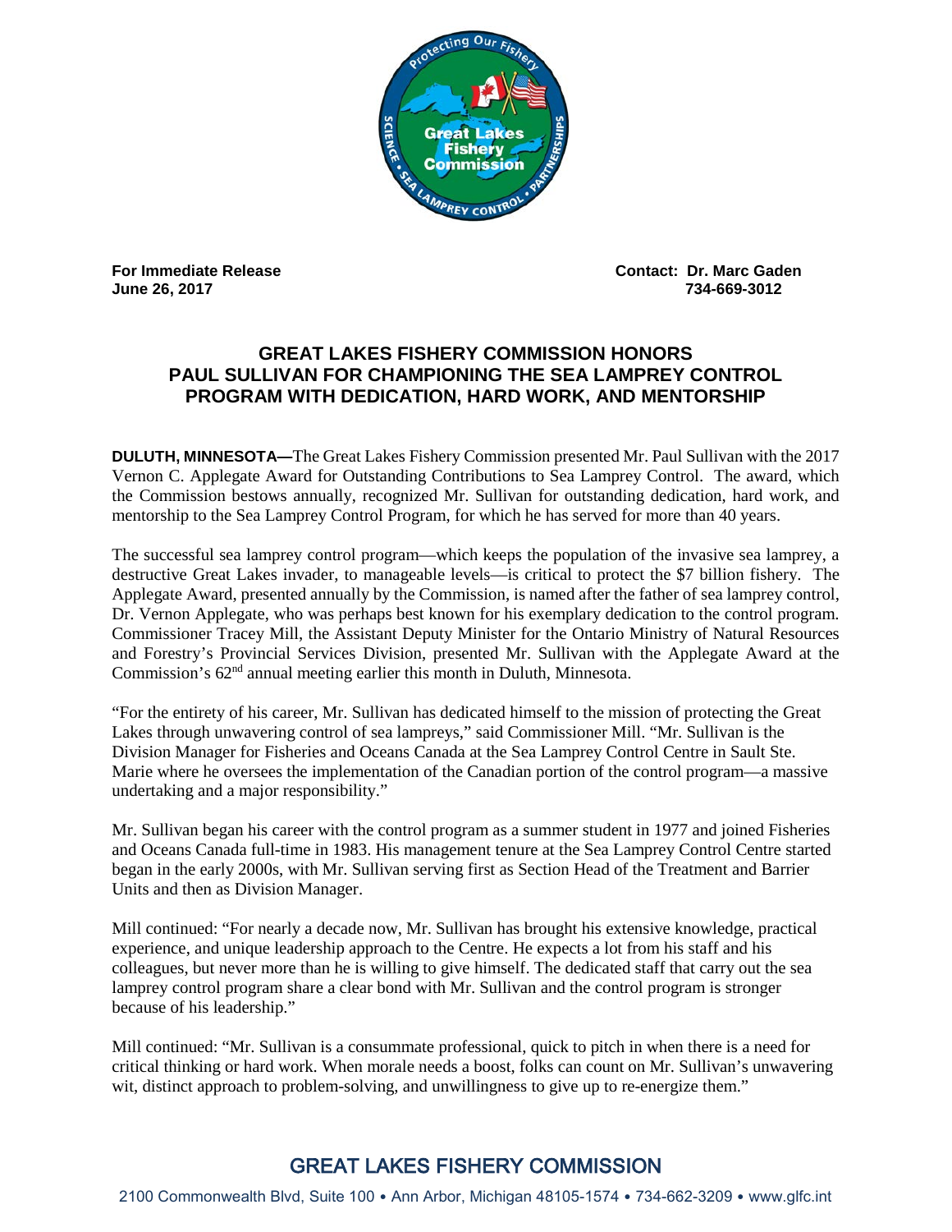**For Immediate Release**
**June 26, 2017**

**Contact: Dr. Marc Gaden**
**734-669-3012**

## GREAT LAKES FISHERY COMMISSION HONORS PAUL SULLIVAN FOR CHAMPIONING THE SEA LAMPREY CONTROL PROGRAM WITH DEDICATION, HARD WORK, AND MENTORSHIP

**DULUTH, MINNESOTA—**The Great Lakes Fishery Commission presented Mr. Paul Sullivan with the 2017 Vernon C. Applegate Award for Outstanding Contributions to Sea Lamprey Control. The award, which the Commission bestows annually, recognized Mr. Sullivan for outstanding dedication, hard work, and mentorship to the Sea Lamprey Control Program, for which he has served for more than 40 years.

The successful sea lamprey control program—which keeps the population of the invasive sea lamprey, a destructive Great Lakes invader, to manageable levels—is critical to protect the $7 billion fishery. The Applegate Award, presented annually by the Commission, is named after the father of sea lamprey control, Dr. Vernon Applegate, who was perhaps best known for his exemplary dedication to the control program. Commissioner Tracey Mill, the Assistant Deputy Minister for the Ontario Ministry of Natural Resources and Forestry's Provincial Services Division, presented Mr. Sullivan with the Applegate Award at the Commission's 62nd annual meeting earlier this month in Duluth, Minnesota.

"For the entirety of his career, Mr. Sullivan has dedicated himself to the mission of protecting the Great Lakes through unwavering control of sea lampreys," said Commissioner Mill. "Mr. Sullivan is the Division Manager for Fisheries and Oceans Canada at the Sea Lamprey Control Centre in Sault Ste. Marie where he oversees the implementation of the Canadian portion of the control program—a massive undertaking and a major responsibility."

Mr. Sullivan began his career with the control program as a summer student in 1977 and joined Fisheries and Oceans Canada full-time in 1983. His management tenure at the Sea Lamprey Control Centre started began in the early 2000s, with Mr. Sullivan serving first as Section Head of the Treatment and Barrier Units and then as Division Manager.

Mill continued: "For nearly a decade now, Mr. Sullivan has brought his extensive knowledge, practical experience, and unique leadership approach to the Centre. He expects a lot from his staff and his colleagues, but never more than he is willing to give himself. The dedicated staff that carry out the sea lamprey control program share a clear bond with Mr. Sullivan and the control program is stronger because of his leadership."

Mill continued: "Mr. Sullivan is a consummate professional, quick to pitch in when there is a need for critical thinking or hard work. When morale needs a boost, folks can count on Mr. Sullivan's unwavering wit, distinct approach to problem-solving, and unwillingness to give up to re-energize them."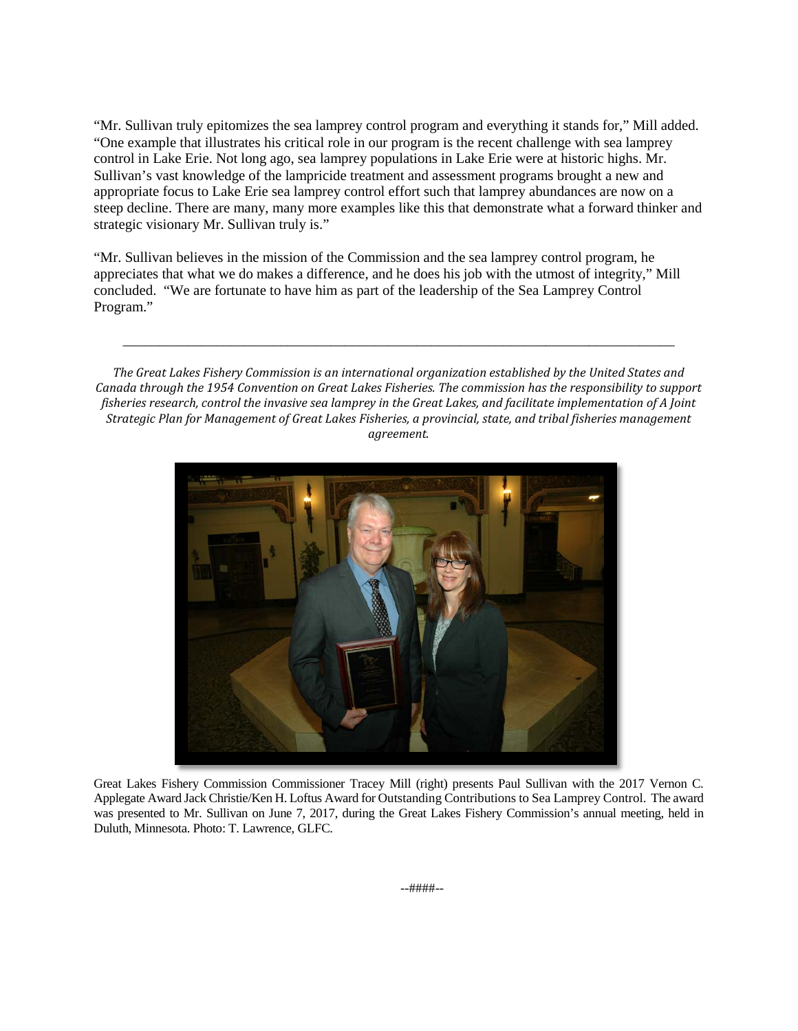"Mr. Sullivan truly epitomizes the sea lamprey control program and everything it stands for," Mill added. "One example that illustrates his critical role in our program is the recent challenge with sea lamprey control in Lake Erie. Not long ago, sea lamprey populations in Lake Erie were at historic highs. Mr. Sullivan's vast knowledge of the lampricide treatment and assessment programs brought a new and appropriate focus to Lake Erie sea lamprey control effort such that lamprey abundances are now on a steep decline. There are many, many more examples like this that demonstrate what a forward thinker and strategic visionary Mr. Sullivan truly is."

"Mr. Sullivan believes in the mission of the Commission and the sea lamprey control program, he appreciates that what we do makes a difference, and he does his job with the utmost of integrity," Mill concluded. "We are fortunate to have him as part of the leadership of the Sea Lamprey Control Program."

---

*The Great Lakes Fishery Commission is an international organization established by the United States and Canada through the 1954 Convention on Great Lakes Fisheries. The commission has the responsibility to support fisheries research, control the invasive sea lamprey in the Great Lakes, and facilitate implementation of A Joint Strategic Plan for Management of Great Lakes Fisheries, a provincial, state, and tribal fisheries management agreement.*

Great Lakes Fishery Commission Commissioner Tracey Mill (right) presents Paul Sullivan with the 2017 Vernon C. Applegate Award Jack Christie/Ken H. Loftus Award for Outstanding Contributions to Sea Lamprey Control. The award was presented to Mr. Sullivan on June 7, 2017, during the Great Lakes Fishery Commission's annual meeting, held in Duluth, Minnesota. Photo: T. Lawrence, GLFC.

--####--